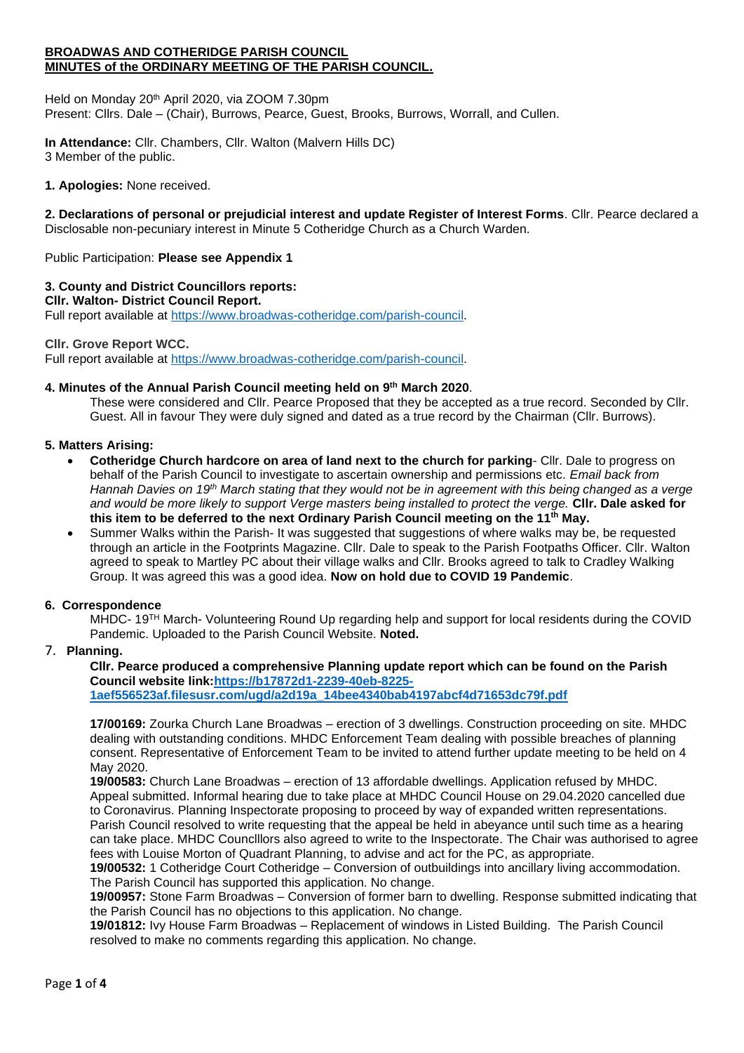**BROADWAS AND COTHERIDGE PARISH COUNCIL**
**MINUTES of the ORDINARY MEETING OF THE PARISH COUNCIL.**

Held on Monday 20th April 2020, via ZOOM 7.30pm
Present: Cllrs. Dale – (Chair), Burrows, Pearce, Guest, Brooks, Burrows, Worrall, and Cullen.

**In Attendance:** Cllr. Chambers, Cllr. Walton (Malvern Hills DC)
3 Member of the public.

**1. Apologies:** None received.

**2. Declarations of personal or prejudicial interest and update Register of Interest Forms**. Cllr. Pearce declared a Disclosable non-pecuniary interest in Minute 5 Cotheridge Church as a Church Warden.

Public Participation: **Please see Appendix 1**

**3. County and District Councillors reports:**
**Cllr. Walton- District Council Report.**
Full report available at https://www.broadwas-cotheridge.com/parish-council.

**Cllr. Grove Report WCC.**
Full report available at https://www.broadwas-cotheridge.com/parish-council.

**4. Minutes of the Annual Parish Council meeting held on 9th March 2020**.

These were considered and Cllr. Pearce Proposed that they be accepted as a true record. Seconded by Cllr. Guest. All in favour They were duly signed and dated as a true record by the Chairman (Cllr. Burrows).

**5. Matters Arising:**

- **Cotheridge Church hardcore on area of land next to the church for parking**- Cllr. Dale to progress on behalf of the Parish Council to investigate to ascertain ownership and permissions etc. *Email back from Hannah Davies on 19th March stating that they would not be in agreement with this being changed as a verge and would be more likely to support Verge masters being installed to protect the verge.* **Cllr. Dale asked for this item to be deferred to the next Ordinary Parish Council meeting on the 11th May.**
- Summer Walks within the Parish- It was suggested that suggestions of where walks may be, be requested through an article in the Footprints Magazine. Cllr. Dale to speak to the Parish Footpaths Officer. Cllr. Walton agreed to speak to Martley PC about their village walks and Cllr. Brooks agreed to talk to Cradley Walking Group. It was agreed this was a good idea. **Now on hold due to COVID 19 Pandemic**.

**6. Correspondence**

MHDC- 19TH March- Volunteering Round Up regarding help and support for local residents during the COVID Pandemic. Uploaded to the Parish Council Website. **Noted.**

7. **Planning.**

**Cllr. Pearce produced a comprehensive Planning update report which can be found on the Parish Council website link:https://b17872d1-2239-40eb-8225-1aef556523af.filesusr.com/ugd/a2d19a_14bee4340bab4197abcf4d71653dc79f.pdf**

**17/00169:** Zourka Church Lane Broadwas – erection of 3 dwellings. Construction proceeding on site. MHDC dealing with outstanding conditions. MHDC Enforcement Team dealing with possible breaches of planning consent. Representative of Enforcement Team to be invited to attend further update meeting to be held on 4 May 2020.

**19/00583:** Church Lane Broadwas – erection of 13 affordable dwellings. Application refused by MHDC. Appeal submitted. Informal hearing due to take place at MHDC Council House on 29.04.2020 cancelled due to Coronavirus. Planning Inspectorate proposing to proceed by way of expanded written representations. Parish Council resolved to write requesting that the appeal be held in abeyance until such time as a hearing can take place. MHDC Councilllors also agreed to write to the Inspectorate. The Chair was authorised to agree fees with Louise Morton of Quadrant Planning, to advise and act for the PC, as appropriate.

**19/00532:** 1 Cotheridge Court Cotheridge – Conversion of outbuildings into ancillary living accommodation. The Parish Council has supported this application. No change.

**19/00957:** Stone Farm Broadwas – Conversion of former barn to dwelling. Response submitted indicating that the Parish Council has no objections to this application. No change.

**19/01812:** Ivy House Farm Broadwas – Replacement of windows in Listed Building. The Parish Council resolved to make no comments regarding this application. No change.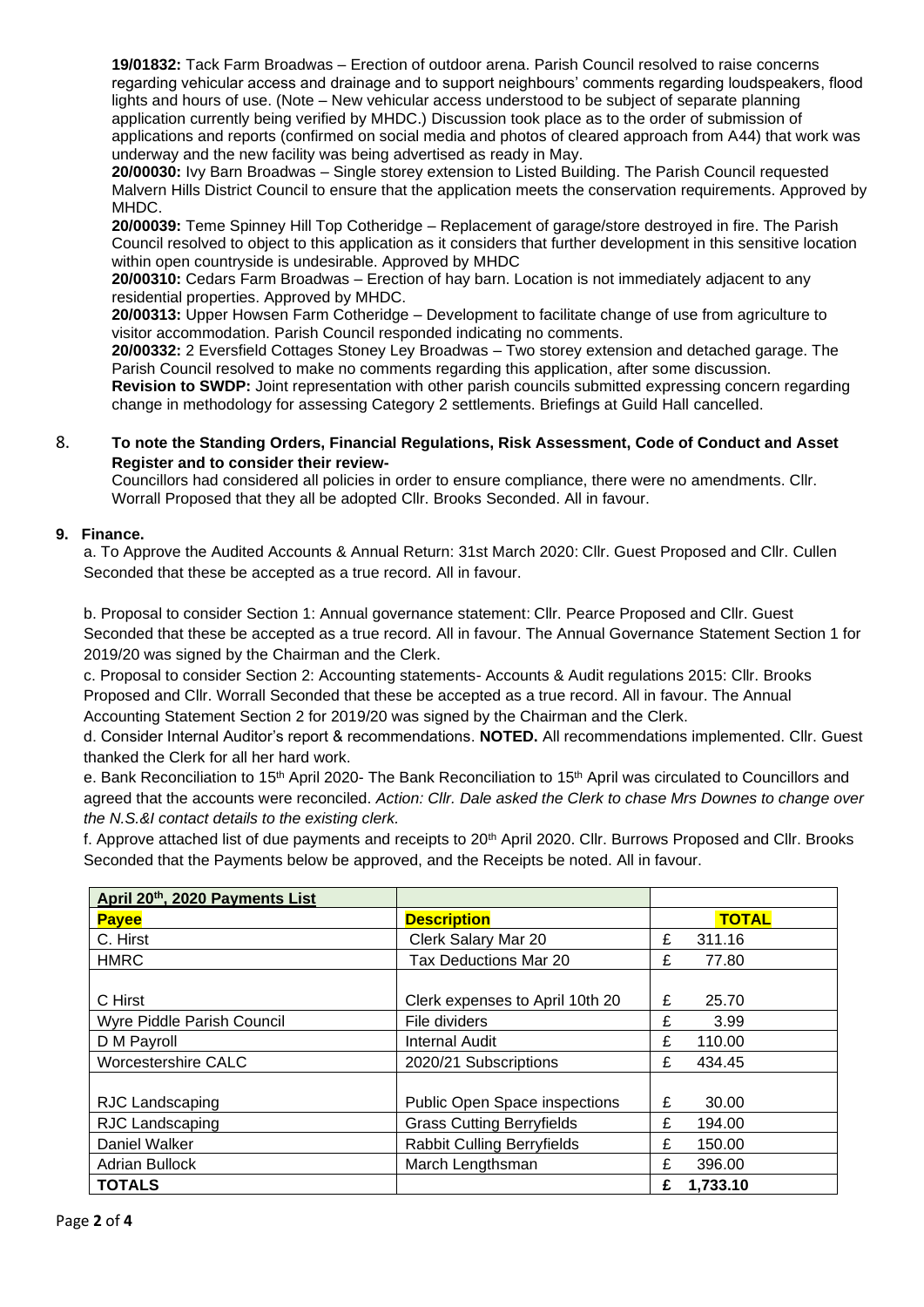**19/01832:** Tack Farm Broadwas – Erection of outdoor arena. Parish Council resolved to raise concerns regarding vehicular access and drainage and to support neighbours' comments regarding loudspeakers, flood lights and hours of use. (Note – New vehicular access understood to be subject of separate planning application currently being verified by MHDC.) Discussion took place as to the order of submission of applications and reports (confirmed on social media and photos of cleared approach from A44) that work was underway and the new facility was being advertised as ready in May.

**20/00030:** Ivy Barn Broadwas – Single storey extension to Listed Building. The Parish Council requested Malvern Hills District Council to ensure that the application meets the conservation requirements. Approved by MHDC.

**20/00039:** Teme Spinney Hill Top Cotheridge – Replacement of garage/store destroyed in fire. The Parish Council resolved to object to this application as it considers that further development in this sensitive location within open countryside is undesirable. Approved by MHDC

**20/00310:** Cedars Farm Broadwas – Erection of hay barn. Location is not immediately adjacent to any residential properties. Approved by MHDC.

**20/00313:** Upper Howsen Farm Cotheridge – Development to facilitate change of use from agriculture to visitor accommodation. Parish Council responded indicating no comments.

**20/00332:** 2 Eversfield Cottages Stoney Ley Broadwas – Two storey extension and detached garage. The Parish Council resolved to make no comments regarding this application, after some discussion.

**Revision to SWDP:** Joint representation with other parish councils submitted expressing concern regarding change in methodology for assessing Category 2 settlements. Briefings at Guild Hall cancelled.

8. **To note the Standing Orders, Financial Regulations, Risk Assessment, Code of Conduct and Asset Register and to consider their review-**

   Councillors had considered all policies in order to ensure compliance, there were no amendments. Cllr. Worrall Proposed that they all be adopted Cllr. Brooks Seconded. All in favour.

**9. Finance.**

a. To Approve the Audited Accounts & Annual Return: 31st March 2020: Cllr. Guest Proposed and Cllr. Cullen Seconded that these be accepted as a true record. All in favour.

b. Proposal to consider Section 1: Annual governance statement: Cllr. Pearce Proposed and Cllr. Guest Seconded that these be accepted as a true record. All in favour. The Annual Governance Statement Section 1 for 2019/20 was signed by the Chairman and the Clerk.

c. Proposal to consider Section 2: Accounting statements- Accounts & Audit regulations 2015: Cllr. Brooks Proposed and Cllr. Worrall Seconded that these be accepted as a true record. All in favour. The Annual Accounting Statement Section 2 for 2019/20 was signed by the Chairman and the Clerk.

d. Consider Internal Auditor's report & recommendations. **NOTED.** All recommendations implemented. Cllr. Guest thanked the Clerk for all her hard work.

e. Bank Reconciliation to 15th April 2020- The Bank Reconciliation to 15th April was circulated to Councillors and agreed that the accounts were reconciled. *Action: Cllr. Dale asked the Clerk to chase Mrs Downes to change over the N.S.&I contact details to the existing clerk.*

f. Approve attached list of due payments and receipts to 20th April 2020. Cllr. Burrows Proposed and Cllr. Brooks Seconded that the Payments below be approved, and the Receipts be noted. All in favour.

| April 20th, 2020 Payments List | | |
|---|---|---|
| **Payee** | **Description** | **TOTAL** |
| C. Hirst | Clerk Salary Mar 20 | £ 311.16 |
| HMRC | Tax Deductions Mar 20 | £ 77.80 |
| C Hirst | Clerk expenses to April 10th 20 | £ 25.70 |
| Wyre Piddle Parish Council | File dividers | £ 3.99 |
| D M Payroll | Internal Audit | £ 110.00 |
| Worcestershire CALC | 2020/21 Subscriptions | £ 434.45 |
| RJC Landscaping | Public Open Space inspections | £ 30.00 |
| RJC Landscaping | Grass Cutting Berryfields | £ 194.00 |
| Daniel Walker | Rabbit Culling Berryfields | £ 150.00 |
| Adrian Bullock | March Lengthsman | £ 396.00 |
| **TOTALS** | | **£ 1,733.10** |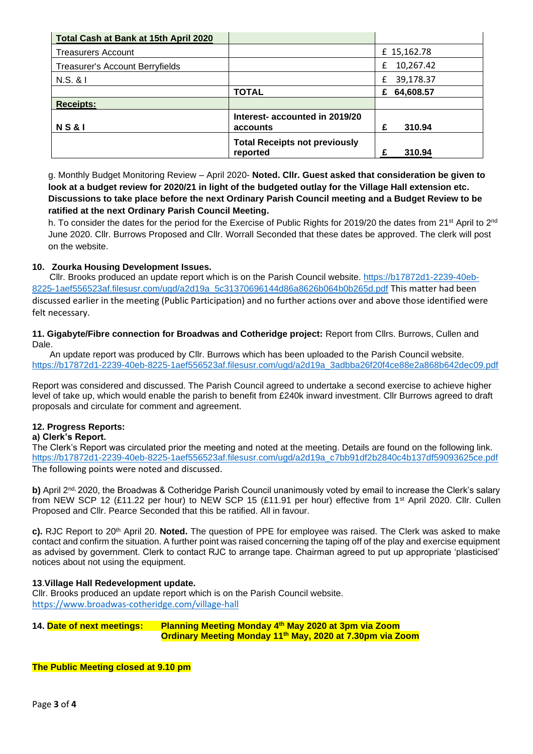| Total Cash at Bank at 15th April 2020 | | |
|---|---|---|
| Treasurers Account | | £ 15,162.78 |
| Treasurer's Account Berryfields | | £ 10,267.42 |
| N.S. & I | | £ 39,178.37 |
| | **TOTAL** | **£ 64,608.57** |
| **Receipts:** | | |
| **N S & I** | **Interest- accounted in 2019/20 accounts** | **£ 310.94** |
| | **Total Receipts not previously reported** | **£ 310.94** |

g. Monthly Budget Monitoring Review – April 2020- **Noted. Cllr. Guest asked that consideration be given to look at a budget review for 2020/21 in light of the budgeted outlay for the Village Hall extension etc. Discussions to take place before the next Ordinary Parish Council meeting and a Budget Review to be ratified at the next Ordinary Parish Council Meeting.**

h. To consider the dates for the period for the Exercise of Public Rights for 2019/20 the dates from 21st April to 2nd June 2020. Cllr. Burrows Proposed and Cllr. Worrall Seconded that these dates be approved. The clerk will post on the website.

**10. Zourka Housing Development Issues.**

Cllr. Brooks produced an update report which is on the Parish Council website. https://b17872d1-2239-40eb-8225-1aef556523af.filesusr.com/ugd/a2d19a_5c31370696144d86a8626b064b0b265d.pdf This matter had been discussed earlier in the meeting (Public Participation) and no further actions over and above those identified were felt necessary.

**11. Gigabyte/Fibre connection for Broadwas and Cotheridge project:** Report from Cllrs. Burrows, Cullen and Dale.

An update report was produced by Cllr. Burrows which has been uploaded to the Parish Council website. https://b17872d1-2239-40eb-8225-1aef556523af.filesusr.com/ugd/a2d19a_3adbba26f20f4ce88e2a868b642dec09.pdf

Report was considered and discussed. The Parish Council agreed to undertake a second exercise to achieve higher level of take up, which would enable the parish to benefit from £240k inward investment. Cllr Burrows agreed to draft proposals and circulate for comment and agreement.

**12. Progress Reports:**

**a) Clerk's Report.**

The Clerk's Report was circulated prior the meeting and noted at the meeting. Details are found on the following link. https://b17872d1-2239-40eb-8225-1aef556523af.filesusr.com/ugd/a2d19a_c7bb91df2b2840c4b137df59093625ce.pdf

The following points were noted and discussed.

**b)** April 2nd, 2020, the Broadwas & Cotheridge Parish Council unanimously voted by email to increase the Clerk's salary from NEW SCP 12 (£11.22 per hour) to NEW SCP 15 (£11.91 per hour) effective from 1st April 2020. Cllr. Cullen Proposed and Cllr. Pearce Seconded that this be ratified. All in favour.

**c).** RJC Report to 20th April 20. **Noted.** The question of PPE for employee was raised. The Clerk was asked to make contact and confirm the situation. A further point was raised concerning the taping off of the play and exercise equipment as advised by government. Clerk to contact RJC to arrange tape. Chairman agreed to put up appropriate 'plasticised' notices about not using the equipment.

**13.Village Hall Redevelopment update.**

Cllr. Brooks produced an update report which is on the Parish Council website. https://www.broadwas-cotheridge.com/village-hall

**14. Date of next meetings:** **Planning Meeting Monday 4th May 2020 at 3pm via Zoom**
**Ordinary Meeting Monday 11th May, 2020 at 7.30pm via Zoom**

**The Public Meeting closed at 9.10 pm**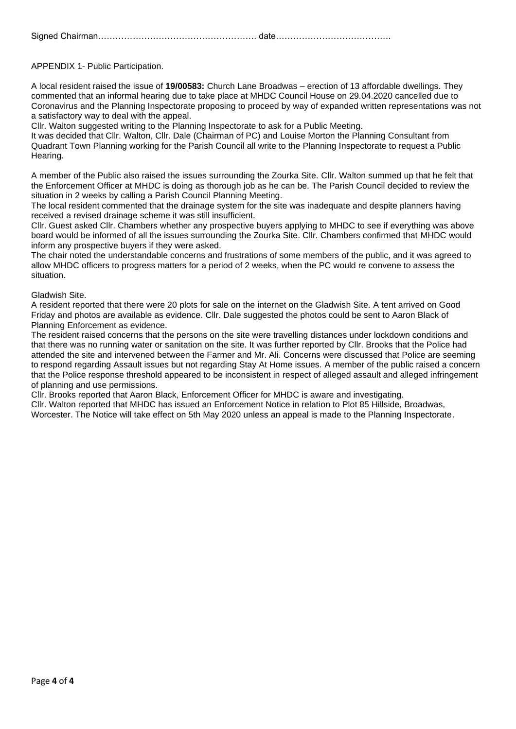Signed Chairman………………………………………………. date…………………………………

APPENDIX 1- Public Participation.

A local resident raised the issue of **19/00583:** Church Lane Broadwas – erection of 13 affordable dwellings. They commented that an informal hearing due to take place at MHDC Council House on 29.04.2020 cancelled due to Coronavirus and the Planning Inspectorate proposing to proceed by way of expanded written representations was not a satisfactory way to deal with the appeal.

Cllr. Walton suggested writing to the Planning Inspectorate to ask for a Public Meeting.

It was decided that Cllr. Walton, Cllr. Dale (Chairman of PC) and Louise Morton the Planning Consultant from Quadrant Town Planning working for the Parish Council all write to the Planning Inspectorate to request a Public Hearing.

A member of the Public also raised the issues surrounding the Zourka Site. Cllr. Walton summed up that he felt that the Enforcement Officer at MHDC is doing as thorough job as he can be. The Parish Council decided to review the situation in 2 weeks by calling a Parish Council Planning Meeting.

The local resident commented that the drainage system for the site was inadequate and despite planners having received a revised drainage scheme it was still insufficient.

Cllr. Guest asked Cllr. Chambers whether any prospective buyers applying to MHDC to see if everything was above board would be informed of all the issues surrounding the Zourka Site. Cllr. Chambers confirmed that MHDC would inform any prospective buyers if they were asked.

The chair noted the understandable concerns and frustrations of some members of the public, and it was agreed to allow MHDC officers to progress matters for a period of 2 weeks, when the PC would re convene to assess the situation.

Gladwish Site.

A resident reported that there were 20 plots for sale on the internet on the Gladwish Site. A tent arrived on Good Friday and photos are available as evidence. Cllr. Dale suggested the photos could be sent to Aaron Black of Planning Enforcement as evidence.

The resident raised concerns that the persons on the site were travelling distances under lockdown conditions and that there was no running water or sanitation on the site. It was further reported by Cllr. Brooks that the Police had attended the site and intervened between the Farmer and Mr. Ali. Concerns were discussed that Police are seeming to respond regarding Assault issues but not regarding Stay At Home issues. A member of the public raised a concern that the Police response threshold appeared to be inconsistent in respect of alleged assault and alleged infringement of planning and use permissions.

Cllr. Brooks reported that Aaron Black, Enforcement Officer for MHDC is aware and investigating.

Cllr. Walton reported that MHDC has issued an Enforcement Notice in relation to Plot 85 Hillside, Broadwas, Worcester. The Notice will take effect on 5th May 2020 unless an appeal is made to the Planning Inspectorate.